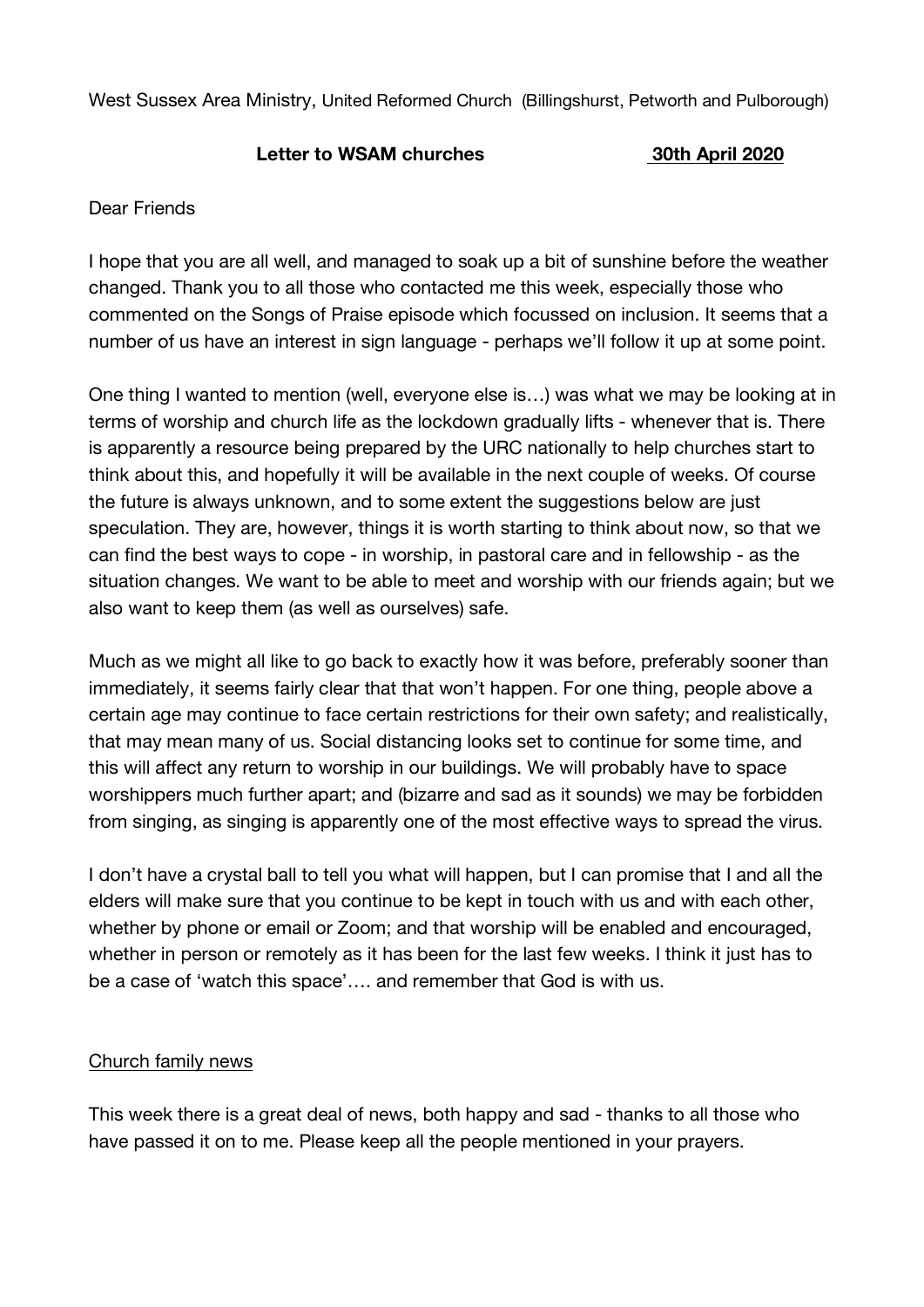West Sussex Area Ministry, United Reformed Church (Billingshurst, Petworth and Pulborough)

**Letter to WSAM churches** **30th April 2020**

Dear Friends

I hope that you are all well, and managed to soak up a bit of sunshine before the weather changed. Thank you to all those who contacted me this week, especially those who commented on the Songs of Praise episode which focussed on inclusion. It seems that a number of us have an interest in sign language - perhaps we'll follow it up at some point.

One thing I wanted to mention (well, everyone else is…) was what we may be looking at in terms of worship and church life as the lockdown gradually lifts - whenever that is. There is apparently a resource being prepared by the URC nationally to help churches start to think about this, and hopefully it will be available in the next couple of weeks. Of course the future is always unknown, and to some extent the suggestions below are just speculation. They are, however, things it is worth starting to think about now, so that we can find the best ways to cope - in worship, in pastoral care and in fellowship - as the situation changes. We want to be able to meet and worship with our friends again; but we also want to keep them (as well as ourselves) safe.

Much as we might all like to go back to exactly how it was before, preferably sooner than immediately, it seems fairly clear that that won't happen. For one thing, people above a certain age may continue to face certain restrictions for their own safety; and realistically, that may mean many of us. Social distancing looks set to continue for some time, and this will affect any return to worship in our buildings. We will probably have to space worshippers much further apart; and (bizarre and sad as it sounds) we may be forbidden from singing, as singing is apparently one of the most effective ways to spread the virus.

I don't have a crystal ball to tell you what will happen, but I can promise that I and all the elders will make sure that you continue to be kept in touch with us and with each other, whether by phone or email or Zoom; and that worship will be enabled and encouraged, whether in person or remotely as it has been for the last few weeks. I think it just has to be a case of 'watch this space'…. and remember that God is with us.

Church family news

This week there is a great deal of news, both happy and sad - thanks to all those who have passed it on to me. Please keep all the people mentioned in your prayers.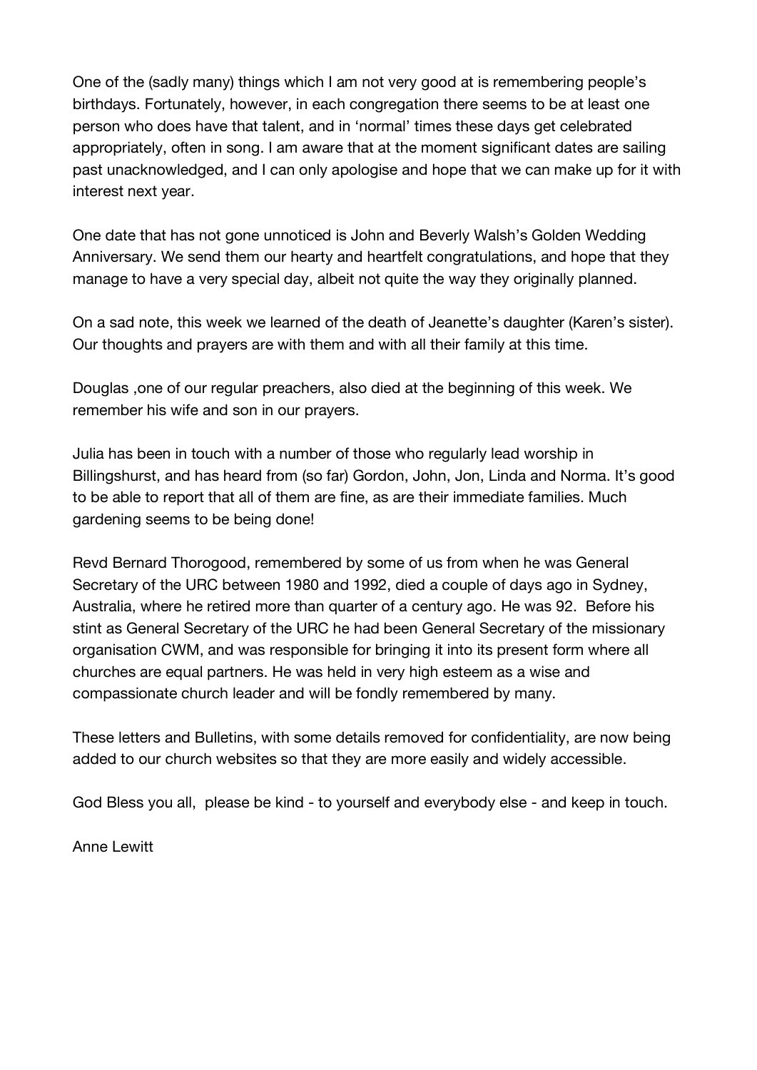One of the (sadly many) things which I am not very good at is remembering people's birthdays. Fortunately, however, in each congregation there seems to be at least one person who does have that talent, and in 'normal' times these days get celebrated appropriately, often in song. I am aware that at the moment significant dates are sailing past unacknowledged, and I can only apologise and hope that we can make up for it with interest next year.

One date that has not gone unnoticed is John and Beverly Walsh's Golden Wedding Anniversary. We send them our hearty and heartfelt congratulations, and hope that they manage to have a very special day, albeit not quite the way they originally planned.

On a sad note, this week we learned of the death of Jeanette's daughter (Karen's sister). Our thoughts and prayers are with them and with all their family at this time.

Douglas ,one of our regular preachers, also died at the beginning of this week. We remember his wife and son in our prayers.

Julia has been in touch with a number of those who regularly lead worship in Billingshurst, and has heard from (so far) Gordon, John, Jon, Linda and Norma. It's good to be able to report that all of them are fine, as are their immediate families. Much gardening seems to be being done!

Revd Bernard Thorogood, remembered by some of us from when he was General Secretary of the URC between 1980 and 1992, died a couple of days ago in Sydney, Australia, where he retired more than quarter of a century ago. He was 92. Before his stint as General Secretary of the URC he had been General Secretary of the missionary organisation CWM, and was responsible for bringing it into its present form where all churches are equal partners. He was held in very high esteem as a wise and compassionate church leader and will be fondly remembered by many.

These letters and Bulletins, with some details removed for confidentiality, are now being added to our church websites so that they are more easily and widely accessible.

God Bless you all, please be kind - to yourself and everybody else - and keep in touch.

Anne Lewitt